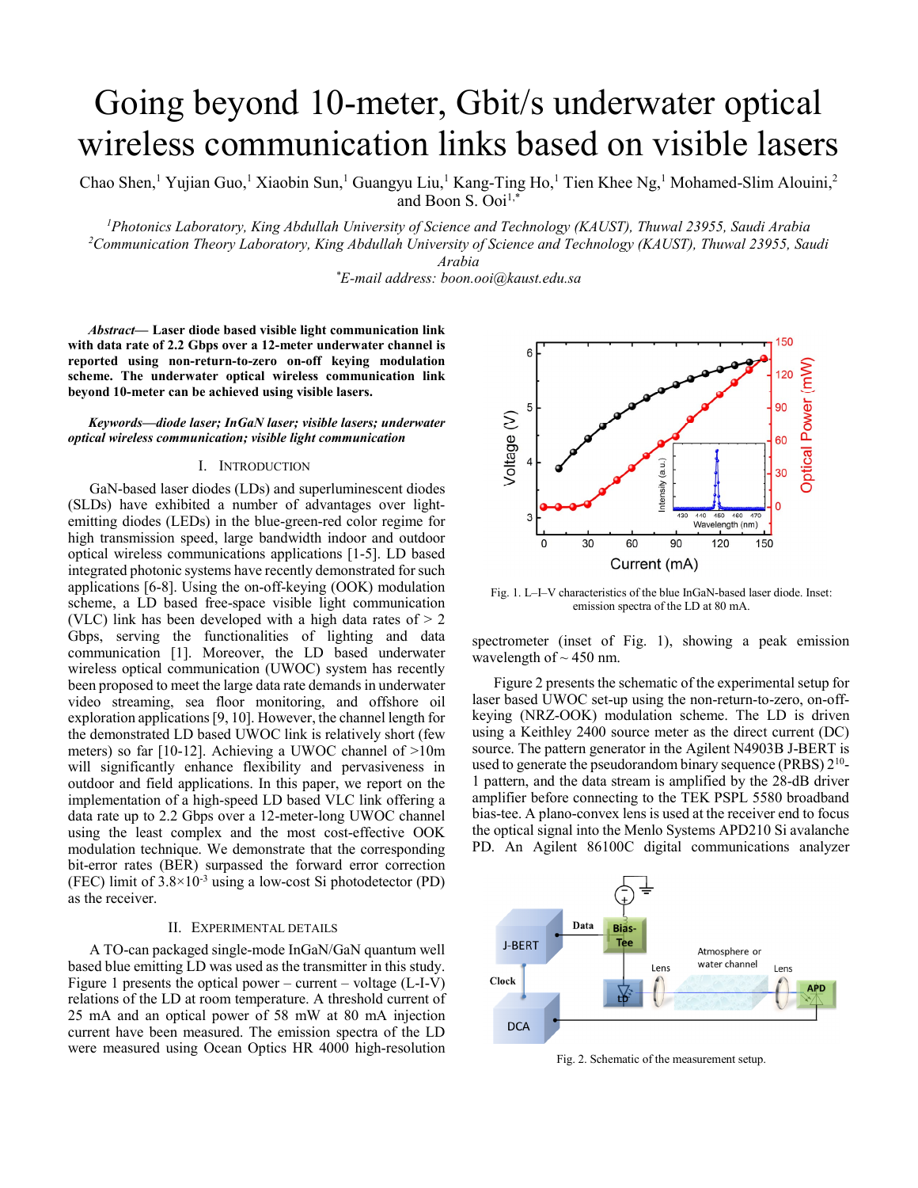# Going beyond 10-meter, Gbit/s underwater optical wireless communication links based on visible lasers

Chao Shen,[1] Yujian Guo,[1] Xiaobin Sun,[1] Guangyu Liu,[1] Kang-Ting Ho,[1] Tien Khee Ng,[1] Mohamed-Slim Alouini,[2] and Boon S. Ooi[1,*]

[1]*Photonics Laboratory, King Abdullah University of Science and Technology (KAUST), Thuwal 23955, Saudi Arabia*
[2]*Communication Theory Laboratory, King Abdullah University of Science and Technology (KAUST), Thuwal 23955, Saudi Arabia*
[*]*E-mail address: boon.ooi@kaust.edu.sa*

***Abstract*— Laser diode based visible light communication link with data rate of 2.2 Gbps over a 12-meter underwater channel is reported using non-return-to-zero on-off keying modulation scheme. The underwater optical wireless communication link beyond 10-meter can be achieved using visible lasers.**

***Keywords—diode laser; InGaN laser; visible lasers; underwater optical wireless communication; visible light communication***

## I. Introduction

GaN-based laser diodes (LDs) and superluminescent diodes (SLDs) have exhibited a number of advantages over light-emitting diodes (LEDs) in the blue-green-red color regime for high transmission speed, large bandwidth indoor and outdoor optical wireless communications applications [1-5]. LD based integrated photonic systems have recently demonstrated for such applications [6-8]. Using the on-off-keying (OOK) modulation scheme, a LD based free-space visible light communication (VLC) link has been developed with a high data rates of > 2 Gbps, serving the functionalities of lighting and data communication [1]. Moreover, the LD based underwater wireless optical communication (UWOC) system has recently been proposed to meet the large data rate demands in underwater video streaming, sea floor monitoring, and offshore oil exploration applications [9, 10]. However, the channel length for the demonstrated LD based UWOC link is relatively short (few meters) so far [10-12]. Achieving a UWOC channel of >10m will significantly enhance flexibility and pervasiveness in outdoor and field applications. In this paper, we report on the implementation of a high-speed LD based VLC link offering a data rate up to 2.2 Gbps over a 12-meter-long UWOC channel using the least complex and the most cost-effective OOK modulation technique. We demonstrate that the corresponding bit-error rates (BER) surpassed the forward error correction (FEC) limit of $3.8\times10^{-3}$ using a low-cost Si photodetector (PD) as the receiver.

## II. Experimental Details

A TO-can packaged single-mode InGaN/GaN quantum well based blue emitting LD was used as the transmitter in this study. Figure 1 presents the optical power – current – voltage (L-I-V) relations of the LD at room temperature. A threshold current of 25 mA and an optical power of 58 mW at 80 mA injection current have been measured. The emission spectra of the LD were measured using Ocean Optics HR 4000 high-resolution spectrometer (inset of Fig. 1), showing a peak emission wavelength of ~ 450 nm.

Fig. 1. L–I–V characteristics of the blue InGaN-based laser diode. Inset: emission spectra of the LD at 80 mA.

Figure 2 presents the schematic of the experimental setup for laser based UWOC set-up using the non-return-to-zero, on-off-keying (NRZ-OOK) modulation scheme. The LD is driven using a Keithley 2400 source meter as the direct current (DC) source. The pattern generator in the Agilent N4903B J-BERT is used to generate the pseudorandom binary sequence (PRBS) $2^{10}$-1 pattern, and the data stream is amplified by the 28-dB driver amplifier before connecting to the TEK PSPL 5580 broadband bias-tee. A plano-convex lens is used at the receiver end to focus the optical signal into the Menlo Systems APD210 Si avalanche PD. An Agilent 86100C digital communications analyzer

Fig. 2. Schematic of the measurement setup.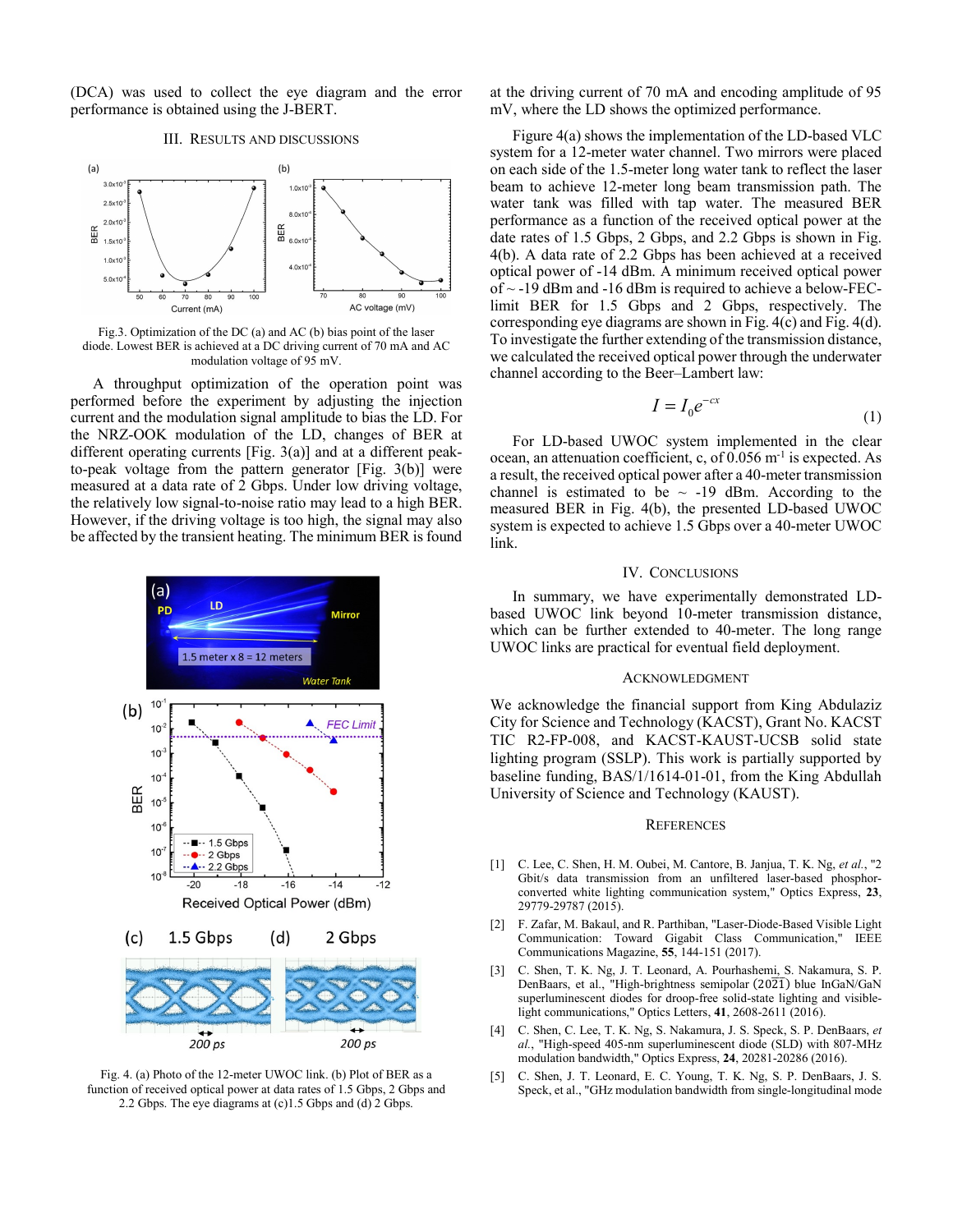(DCA) was used to collect the eye diagram and the error performance is obtained using the J-BERT.

## III. Results and Discussions

Fig.3. Optimization of the DC (a) and AC (b) bias point of the laser diode. Lowest BER is achieved at a DC driving current of 70 mA and AC modulation voltage of 95 mV.

A throughput optimization of the operation point was performed before the experiment by adjusting the injection current and the modulation signal amplitude to bias the LD. For the NRZ-OOK modulation of the LD, changes of BER at different operating currents [Fig. 3(a)] and at a different peak-to-peak voltage from the pattern generator [Fig. 3(b)] were measured at a data rate of 2 Gbps. Under low driving voltage, the relatively low signal-to-noise ratio may lead to a high BER. However, if the driving voltage is too high, the signal may also be affected by the transient heating. The minimum BER is found at the driving current of 70 mA and encoding amplitude of 95 mV, where the LD shows the optimized performance.

Figure 4(a) shows the implementation of the LD-based VLC system for a 12-meter water channel. Two mirrors were placed on each side of the 1.5-meter long water tank to reflect the laser beam to achieve 12-meter long beam transmission path. The water tank was filled with tap water. The measured BER performance as a function of the received optical power at the date rates of 1.5 Gbps, 2 Gbps, and 2.2 Gbps is shown in Fig. 4(b). A data rate of 2.2 Gbps has been achieved at a received optical power of -14 dBm. A minimum received optical power of ~ -19 dBm and -16 dBm is required to achieve a below-FEC-limit BER for 1.5 Gbps and 2 Gbps, respectively. The corresponding eye diagrams are shown in Fig. 4(c) and Fig. 4(d). To investigate the further extending of the transmission distance, we calculated the received optical power through the underwater channel according to the Beer–Lambert law:

$$I = I_0 e^{-cx} \tag{1}$$

For LD-based UWOC system implemented in the clear ocean, an attenuation coefficient, c, of 0.056 $m^{-1}$ is expected. As a result, the received optical power after a 40-meter transmission channel is estimated to be ~ -19 dBm. According to the measured BER in Fig. 4(b), the presented LD-based UWOC system is expected to achieve 1.5 Gbps over a 40-meter UWOC link.

Fig. 4. (a) Photo of the 12-meter UWOC link. (b) Plot of BER as a function of received optical power at data rates of 1.5 Gbps, 2 Gbps and 2.2 Gbps. The eye diagrams at (c)1.5 Gbps and (d) 2 Gbps.

## IV. Conclusions

In summary, we have experimentally demonstrated LD-based UWOC link beyond 10-meter transmission distance, which can be further extended to 40-meter. The long range UWOC links are practical for eventual field deployment.

## Acknowledgment

We acknowledge the financial support from King Abdulaziz City for Science and Technology (KACST), Grant No. KACST TIC R2-FP-008, and KACST-KAUST-UCSB solid state lighting program (SSLP). This work is partially supported by baseline funding, BAS/1/1614-01-01, from the King Abdullah University of Science and Technology (KAUST).

## References

[1] C. Lee, C. Shen, H. M. Oubei, M. Cantore, B. Janjua, T. K. Ng, *et al.*, "2 Gbit/s data transmission from an unfiltered laser-based phosphor-converted white lighting communication system," Optics Express, **23**, 29779-29787 (2015).

[2] F. Zafar, M. Bakaul, and R. Parthiban, "Laser-Diode-Based Visible Light Communication: Toward Gigabit Class Communication," IEEE Communications Magazine, **55**, 144-151 (2017).

[3] C. Shen, T. K. Ng, J. T. Leonard, A. Pourhashemi, S. Nakamura, S. P. DenBaars, et al., "High-brightness semipolar $(20\bar{2}\bar{1})$ blue InGaN/GaN superluminescent diodes for droop-free solid-state lighting and visible-light communications," Optics Letters, **41**, 2608-2611 (2016).

[4] C. Shen, C. Lee, T. K. Ng, S. Nakamura, J. S. Speck, S. P. DenBaars, *et al.*, "High-speed 405-nm superluminescent diode (SLD) with 807-MHz modulation bandwidth," Optics Express, **24**, 20281-20286 (2016).

[5] C. Shen, J. T. Leonard, E. C. Young, T. K. Ng, S. P. DenBaars, J. S. Speck, et al., "GHz modulation bandwidth from single-longitudinal mode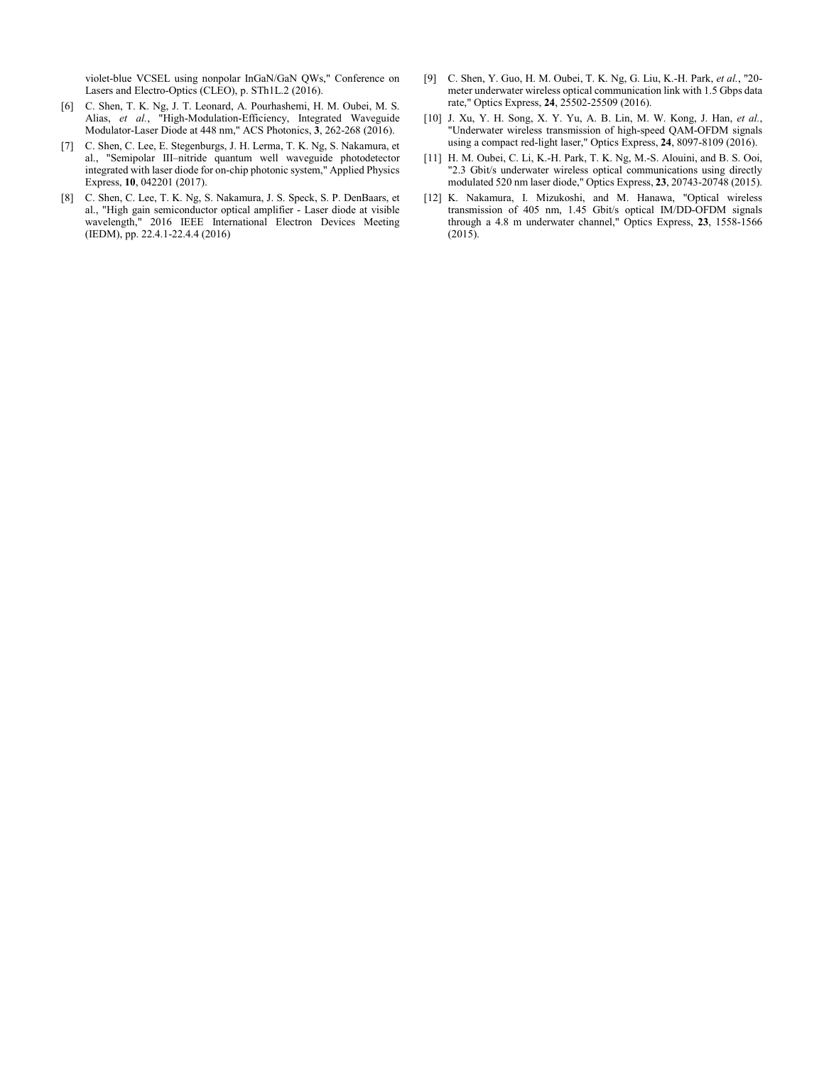violet-blue VCSEL using nonpolar InGaN/GaN QWs," Conference on Lasers and Electro-Optics (CLEO), p. STh1L.2 (2016).

[6] C. Shen, T. K. Ng, J. T. Leonard, A. Pourhashemi, H. M. Oubei, M. S. Alias, *et al.*, "High-Modulation-Efficiency, Integrated Waveguide Modulator-Laser Diode at 448 nm," ACS Photonics, **3**, 262-268 (2016).

[7] C. Shen, C. Lee, E. Stegenburgs, J. H. Lerma, T. K. Ng, S. Nakamura, et al., "Semipolar III–nitride quantum well waveguide photodetector integrated with laser diode for on-chip photonic system," Applied Physics Express, **10**, 042201 (2017).

[8] C. Shen, C. Lee, T. K. Ng, S. Nakamura, J. S. Speck, S. P. DenBaars, et al., "High gain semiconductor optical amplifier - Laser diode at visible wavelength," 2016 IEEE International Electron Devices Meeting (IEDM), pp. 22.4.1-22.4.4 (2016)

[9] C. Shen, Y. Guo, H. M. Oubei, T. K. Ng, G. Liu, K.-H. Park, *et al.*, "20-meter underwater wireless optical communication link with 1.5 Gbps data rate," Optics Express, **24**, 25502-25509 (2016).

[10] J. Xu, Y. H. Song, X. Y. Yu, A. B. Lin, M. W. Kong, J. Han, *et al.*, "Underwater wireless transmission of high-speed QAM-OFDM signals using a compact red-light laser," Optics Express, **24**, 8097-8109 (2016).

[11] H. M. Oubei, C. Li, K.-H. Park, T. K. Ng, M.-S. Alouini, and B. S. Ooi, "2.3 Gbit/s underwater wireless optical communications using directly modulated 520 nm laser diode," Optics Express, **23**, 20743-20748 (2015).

[12] K. Nakamura, I. Mizukoshi, and M. Hanawa, "Optical wireless transmission of 405 nm, 1.45 Gbit/s optical IM/DD-OFDM signals through a 4.8 m underwater channel," Optics Express, **23**, 1558-1566 (2015).